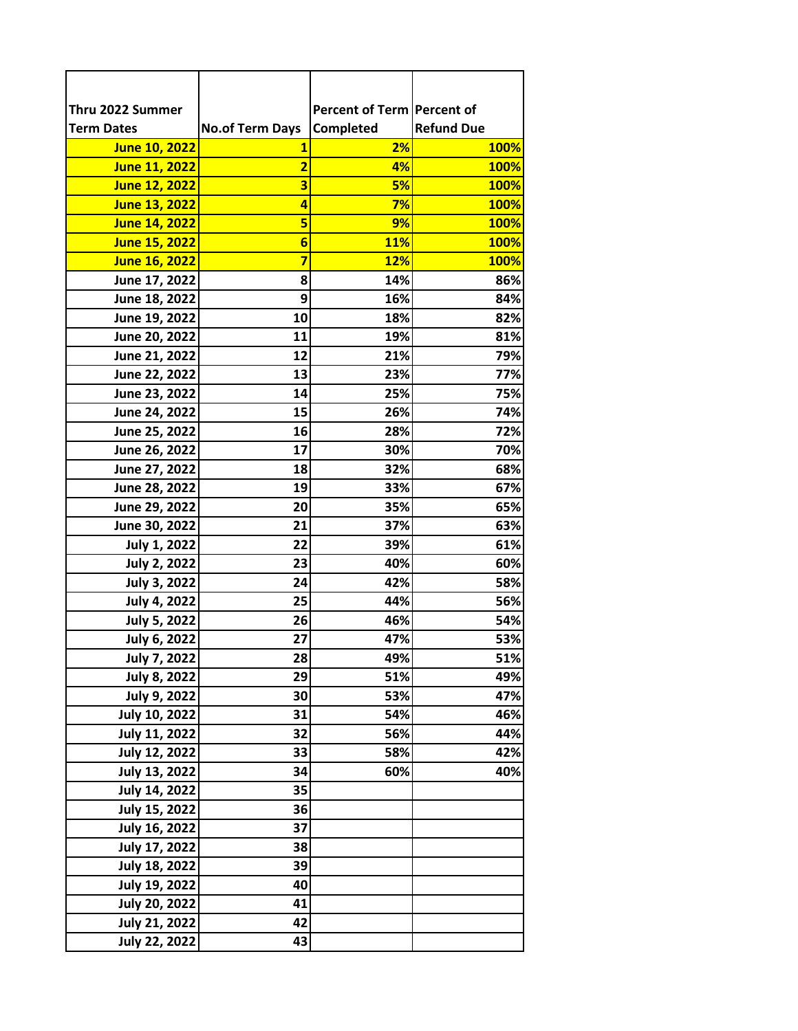| Thru 2022 Summer Term Dates | No.of Term Days | Percent of Term Completed | Percent of Refund Due |
|---|---|---|---|
| June 10, 2022 | 1 | 2% | 100% |
| June 11, 2022 | 2 | 4% | 100% |
| June 12, 2022 | 3 | 5% | 100% |
| June 13, 2022 | 4 | 7% | 100% |
| June 14, 2022 | 5 | 9% | 100% |
| June 15, 2022 | 6 | 11% | 100% |
| June 16, 2022 | 7 | 12% | 100% |
| June 17, 2022 | 8 | 14% | 86% |
| June 18, 2022 | 9 | 16% | 84% |
| June 19, 2022 | 10 | 18% | 82% |
| June 20, 2022 | 11 | 19% | 81% |
| June 21, 2022 | 12 | 21% | 79% |
| June 22, 2022 | 13 | 23% | 77% |
| June 23, 2022 | 14 | 25% | 75% |
| June 24, 2022 | 15 | 26% | 74% |
| June 25, 2022 | 16 | 28% | 72% |
| June 26, 2022 | 17 | 30% | 70% |
| June 27, 2022 | 18 | 32% | 68% |
| June 28, 2022 | 19 | 33% | 67% |
| June 29, 2022 | 20 | 35% | 65% |
| June 30, 2022 | 21 | 37% | 63% |
| July 1, 2022 | 22 | 39% | 61% |
| July 2, 2022 | 23 | 40% | 60% |
| July 3, 2022 | 24 | 42% | 58% |
| July 4, 2022 | 25 | 44% | 56% |
| July 5, 2022 | 26 | 46% | 54% |
| July 6, 2022 | 27 | 47% | 53% |
| July 7, 2022 | 28 | 49% | 51% |
| July 8, 2022 | 29 | 51% | 49% |
| July 9, 2022 | 30 | 53% | 47% |
| July 10, 2022 | 31 | 54% | 46% |
| July 11, 2022 | 32 | 56% | 44% |
| July 12, 2022 | 33 | 58% | 42% |
| July 13, 2022 | 34 | 60% | 40% |
| July 14, 2022 | 35 | | |
| July 15, 2022 | 36 | | |
| July 16, 2022 | 37 | | |
| July 17, 2022 | 38 | | |
| July 18, 2022 | 39 | | |
| July 19, 2022 | 40 | | |
| July 20, 2022 | 41 | | |
| July 21, 2022 | 42 | | |
| July 22, 2022 | 43 | | |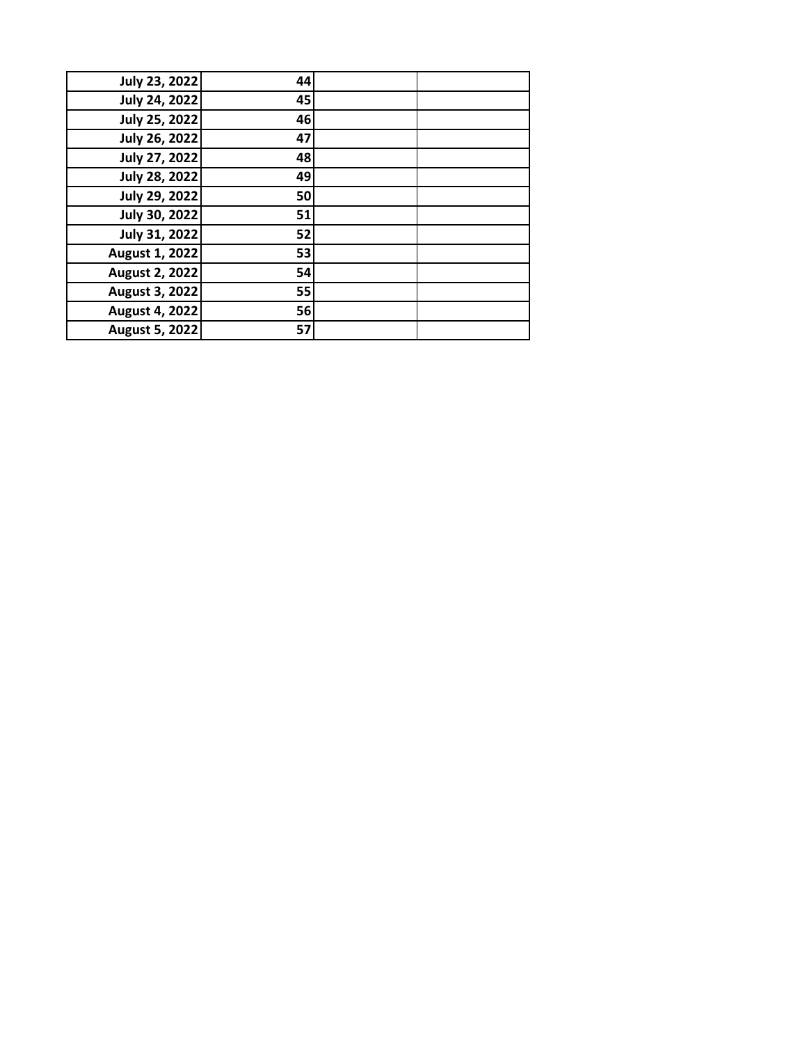| | | | |
|---|---|---|---|
| **July 23, 2022** | **44** | | |
| **July 24, 2022** | **45** | | |
| **July 25, 2022** | **46** | | |
| **July 26, 2022** | **47** | | |
| **July 27, 2022** | **48** | | |
| **July 28, 2022** | **49** | | |
| **July 29, 2022** | **50** | | |
| **July 30, 2022** | **51** | | |
| **July 31, 2022** | **52** | | |
| **August 1, 2022** | **53** | | |
| **August 2, 2022** | **54** | | |
| **August 3, 2022** | **55** | | |
| **August 4, 2022** | **56** | | |
| **August 5, 2022** | **57** | | |